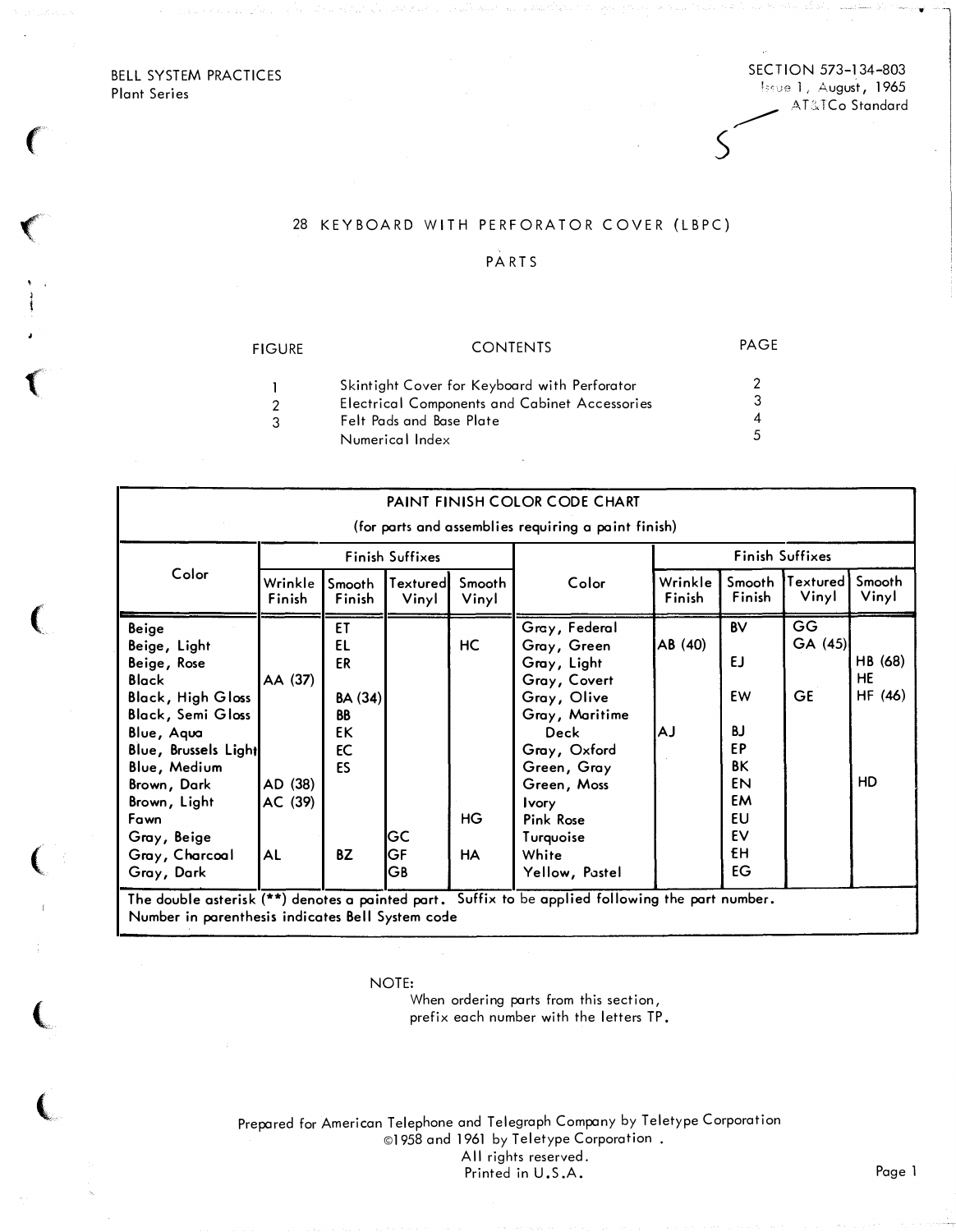BELL SYSTEM PRACTICES
Plant Series

SECTION 573-134-803
Issue 1, August, 1965
AT&TCo Standard

# 28 KEYBOARD WITH PERFORATOR COVER (LBPC)

## PARTS

| FIGURE | CONTENTS | PAGE |
|---|---|---|
| 1 | Skintight Cover for Keyboard with Perforator | 2 |
| 2 | Electrical Components and Cabinet Accessories | 3 |
| 3 | Felt Pads and Base Plate | 4 |
| | Numerical Index | 5 |

**PAINT FINISH COLOR CODE CHART**
(for parts and assemblies requiring a paint finish)

| Color | Finish Suffixes | | | | Color | Finish Suffixes | | | |
|---|---|---|---|---|---|---|---|---|---|
| | Wrinkle Finish | Smooth Finish | Textured Vinyl | Smooth Vinyl | | Wrinkle Finish | Smooth Finish | Textured Vinyl | Smooth Vinyl |
| Beige | | ET | | | Gray, Federal | | BV | GG | |
| Beige, Light | | EL | | HC | Gray, Green | AB (40) | | GA (45) | |
| Beige, Rose | | ER | | | Gray, Light | | EJ | | HB (68) |
| Black | AA (37) | | | | Gray, Covert | | | | HE |
| Black, High Gloss | | BA (34) | | | Gray, Olive | | EW | GE | HF (46) |
| Black, Semi Gloss | | BB | | | Gray, Maritime Deck | AJ | BJ | | |
| Blue, Aqua | | EK | | | Gray, Oxford | | EP | | |
| Blue, Brussels Light | | EC | | | Green, Gray | | BK | | |
| Blue, Medium | | ES | | | Green, Moss | | EN | | HD |
| Brown, Dark | AD (38) | | | | Ivory | | EM | | |
| Brown, Light | AC (39) | | | | Pink Rose | | EU | | |
| Fawn | | | | HG | Turquoise | | EV | | |
| Gray, Beige | | | GC | | White | | EH | | |
| Gray, Charcoal | AL | BZ | GF | HA | Yellow, Pastel | | EG | | |
| Gray, Dark | | | GB | | | | | | |

The double asterisk (**) denotes a painted part. Suffix to be applied following the part number.
Number in parenthesis indicates Bell System code

NOTE:
When ordering parts from this section, prefix each number with the letters TP.

Prepared for American Telephone and Telegraph Company by Teletype Corporation
©1958 and 1961 by Teletype Corporation.
All rights reserved.
Printed in U.S.A.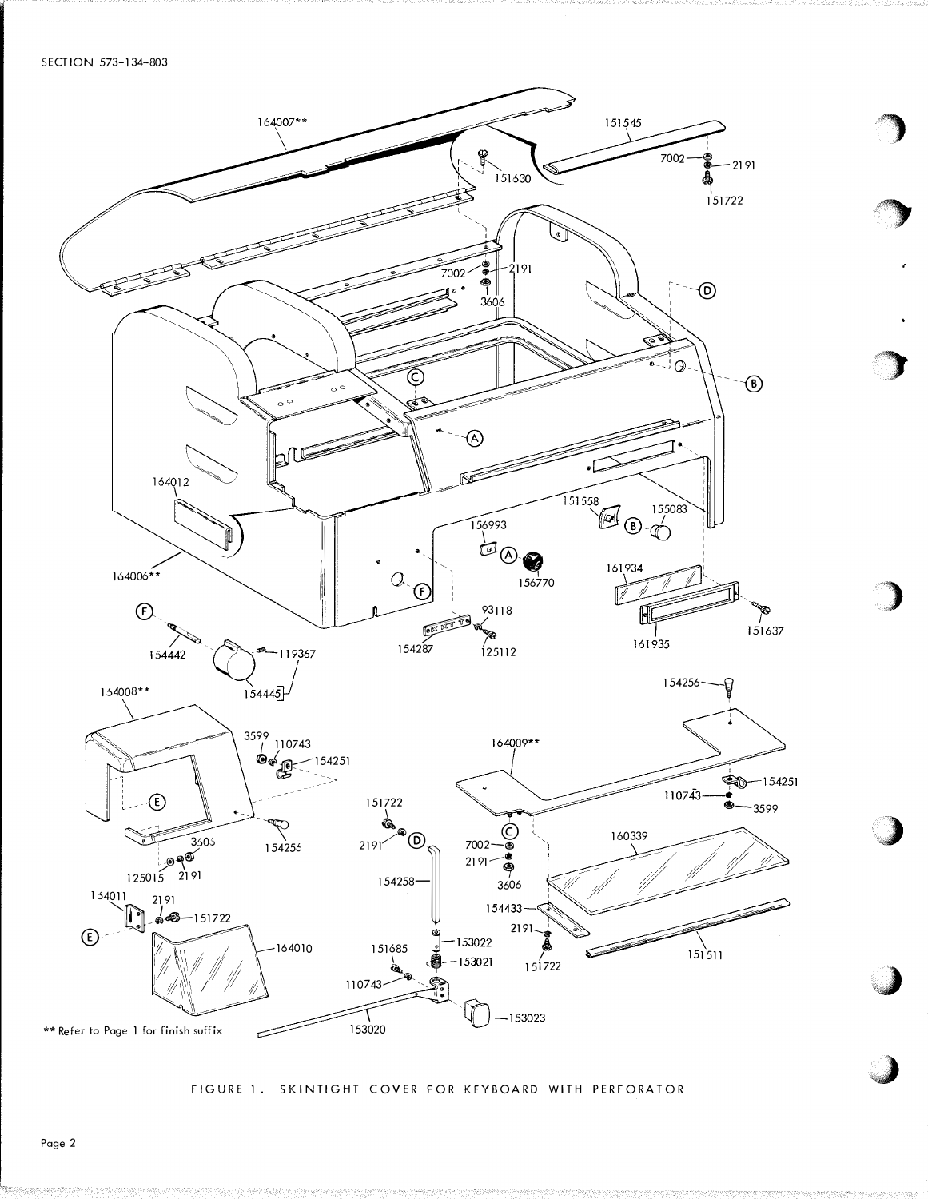** Refer to Page 1 for finish suffix

FIGURE 1. SKINTIGHT COVER FOR KEYBOARD WITH PERFORATOR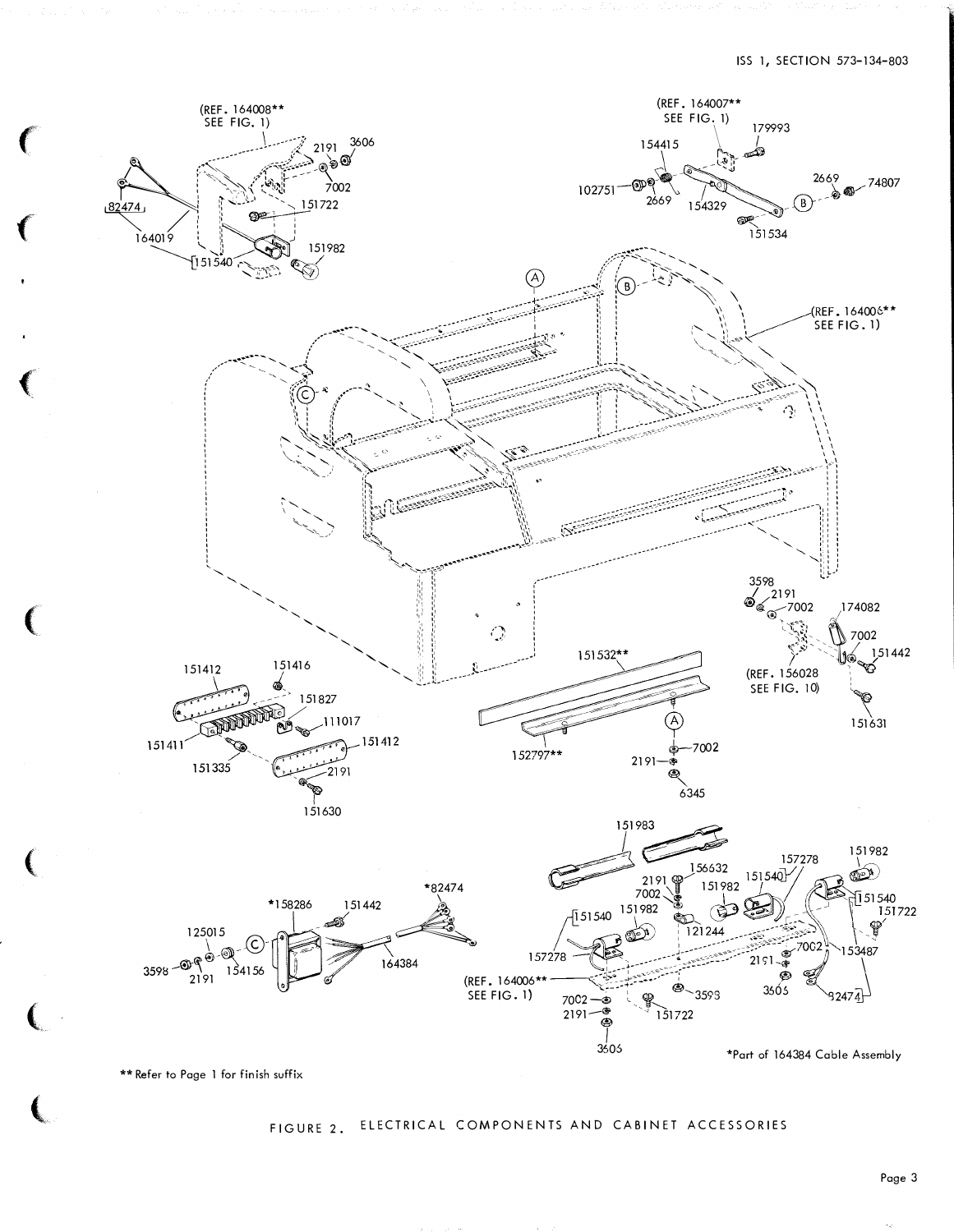** Refer to Page 1 for finish suffix

*Part of 164384 Cable Assembly

FIGURE 2. ELECTRICAL COMPONENTS AND CABINET ACCESSORIES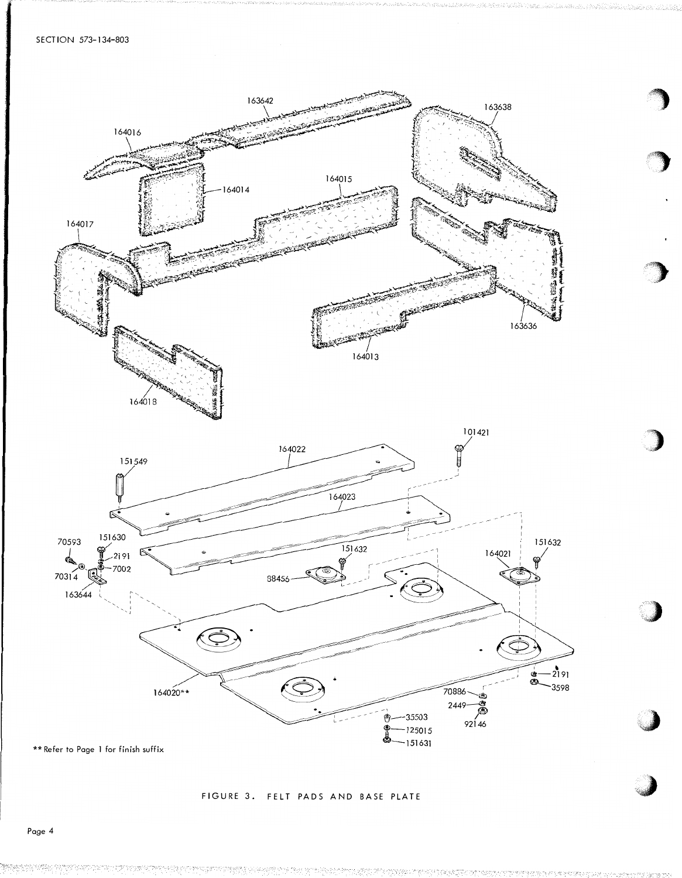163642

163638

164016

164014

164015

164017

163636

164013

164018

101421

164022

151549

164023

70593 151630

2191

7002

151632

151632

70314

164021

88456

163644

2191

3598

164020**

70886

2449

92146

35503

125015

151631

** Refer to Page 1 for finish suffix

FIGURE 3. FELT PADS AND BASE PLATE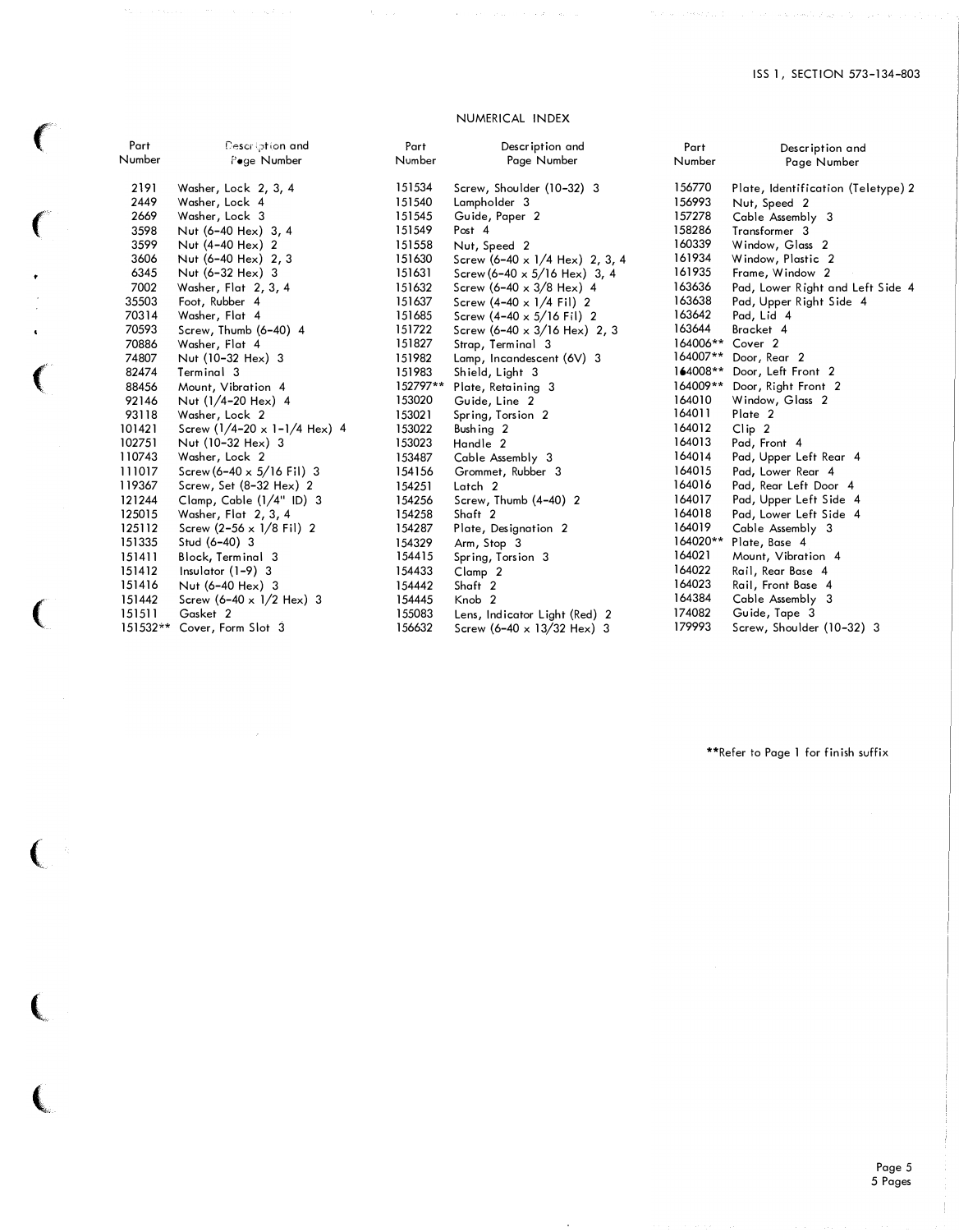## NUMERICAL INDEX

| Part Number | Description and Page Number | Part Number | Description and Page Number | Part Number | Description and Page Number |
|---|---|---|---|---|---|
| 2191 | Washer, Lock 2, 3, 4 | 151534 | Screw, Shoulder (10-32) 3 | 156770 | Plate, Identification (Teletype) 2 |
| 2449 | Washer, Lock 4 | 151540 | Lampholder 3 | 156993 | Nut, Speed 2 |
| 2669 | Washer, Lock 3 | 151545 | Guide, Paper 2 | 157278 | Cable Assembly 3 |
| 3598 | Nut (6-40 Hex) 3, 4 | 151549 | Post 4 | 158286 | Transformer 3 |
| 3599 | Nut (4-40 Hex) 2 | 151558 | Nut, Speed 2 | 160339 | Window, Glass 2 |
| 3606 | Nut (6-40 Hex) 2, 3 | 151630 | Screw (6-40 x 1/4 Hex) 2, 3, 4 | 161934 | Window, Plastic 2 |
| 6345 | Nut (6-32 Hex) 3 | 151631 | Screw (6-40 x 5/16 Hex) 3, 4 | 161935 | Frame, Window 2 |
| 7002 | Washer, Flat 2, 3, 4 | 151632 | Screw (6-40 x 3/8 Hex) 4 | 163636 | Pad, Lower Right and Left Side 4 |
| 35503 | Foot, Rubber 4 | 151637 | Screw (4-40 x 1/4 Fil) 2 | 163638 | Pad, Upper Right Side 4 |
| 70314 | Washer, Flat 4 | 151685 | Screw (4-40 x 5/16 Fil) 2 | 163642 | Pad, Lid 4 |
| 70593 | Screw, Thumb (6-40) 4 | 151722 | Screw (6-40 x 3/16 Hex) 2, 3 | 163644 | Bracket 4 |
| 70886 | Washer, Flat 4 | 151827 | Strap, Terminal 3 | 164006** | Cover 2 |
| 74807 | Nut (10-32 Hex) 3 | 151982 | Lamp, Incandescent (6V) 3 | 164007** | Door, Rear 2 |
| 82474 | Terminal 3 | 151983 | Shield, Light 3 | 164008** | Door, Left Front 2 |
| 88456 | Mount, Vibration 4 | 152797** | Plate, Retaining 3 | 164009** | Door, Right Front 2 |
| 92146 | Nut (1/4-20 Hex) 4 | 153020 | Guide, Line 2 | 164010 | Window, Glass 2 |
| 93118 | Washer, Lock 2 | 153021 | Spring, Torsion 2 | 164011 | Plate 2 |
| 101421 | Screw (1/4-20 x 1-1/4 Hex) 4 | 153022 | Bushing 2 | 164012 | Clip 2 |
| 102751 | Nut (10-32 Hex) 3 | 153023 | Handle 2 | 164013 | Pad, Front 4 |
| 110743 | Washer, Lock 2 | 153487 | Cable Assembly 3 | 164014 | Pad, Upper Left Rear 4 |
| 111017 | Screw (6-40 x 5/16 Fil) 3 | 154156 | Grommet, Rubber 3 | 164015 | Pad, Lower Rear 4 |
| 119367 | Screw, Set (8-32 Hex) 2 | 154251 | Latch 2 | 164016 | Pad, Rear Left Door 4 |
| 121244 | Clamp, Cable (1/4" ID) 3 | 154256 | Screw, Thumb (4-40) 2 | 164017 | Pad, Upper Left Side 4 |
| 125015 | Washer, Flat 2, 3, 4 | 154258 | Shaft 2 | 164018 | Pad, Lower Left Side 4 |
| 125112 | Screw (2-56 x 1/8 Fil) 2 | 154287 | Plate, Designation 2 | 164019 | Cable Assembly 3 |
| 151335 | Stud (6-40) 3 | 154329 | Arm, Stop 3 | 164020** | Plate, Base 4 |
| 151411 | Block, Terminal 3 | 154415 | Spring, Torsion 3 | 164021 | Mount, Vibration 4 |
| 151412 | Insulator (1-9) 3 | 154433 | Clamp 2 | 164022 | Rail, Rear Base 4 |
| 151416 | Nut (6-40 Hex) 3 | 154442 | Shaft 2 | 164023 | Rail, Front Base 4 |
| 151442 | Screw (6-40 x 1/2 Hex) 3 | 154445 | Knob 2 | 164384 | Cable Assembly 3 |
| 151511 | Gasket 2 | 155083 | Lens, Indicator Light (Red) 2 | 174082 | Guide, Tape 3 |
| 151532** | Cover, Form Slot 3 | 156632 | Screw (6-40 x 13/32 Hex) 3 | 179993 | Screw, Shoulder (10-32) 3 |

**Refer to Page 1 for finish suffix